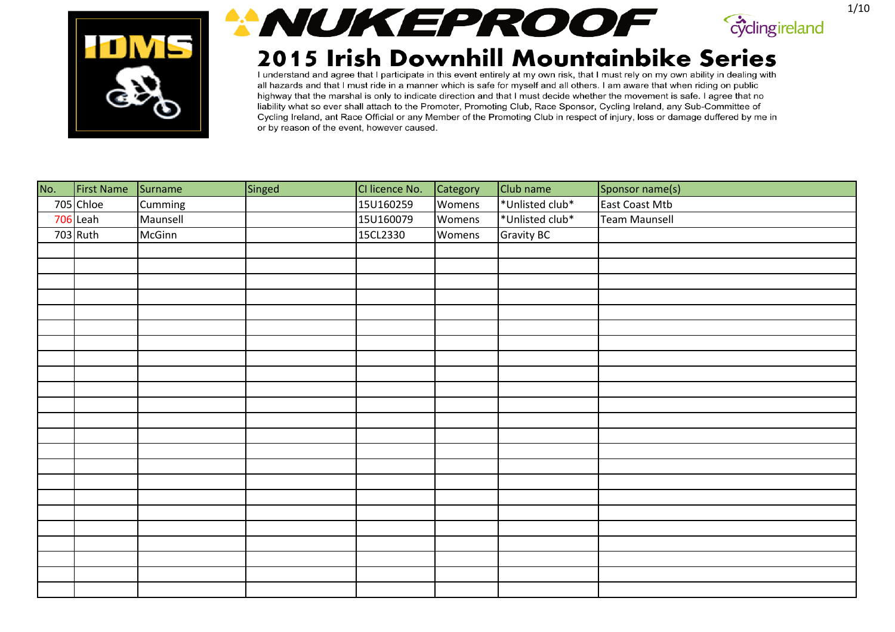# NUKEPROOF

## 2015 Irish Downhill Mountainbike Series

I understand and agree that I participate in this event entirely at my own risk, that I must rely on my own ability in dealing with all hazards and that I must ride in a manner which is safe for myself and all others. I am aware that when riding on public highway that the marshal is only to indicate direction and that I must decide whether the movement is safe. I agree that no liability what so ever shall attach to the Promoter, Promoting Club, Race Sponsor, Cycling Ireland, any Sub-Committee of Cycling Ireland, ant Race Official or any Member of the Promoting Club in respect of injury, loss or damage duffered by me in or by reason of the event, however caused.

| No. | First Name | Surname | Singed | CI licence No. | Category | Club name | Sponsor name(s) |
|---|---|---|---|---|---|---|---|
| 705 | Chloe | Cumming | | 15U160259 | Womens | *Unlisted club* | East Coast Mtb |
| 706 | Leah | Maunsell | | 15U160079 | Womens | *Unlisted club* | Team Maunsell |
| 703 | Ruth | McGinn | | 15CL2330 | Womens | Gravity BC | |
| | | | | | | | |
| | | | | | | | |
| | | | | | | | |
| | | | | | | | |
| | | | | | | | |
| | | | | | | | |
| | | | | | | | |
| | | | | | | | |
| | | | | | | | |
| | | | | | | | |
| | | | | | | | |
| | | | | | | | |
| | | | | | | | |
| | | | | | | | |
| | | | | | | | |
| | | | | | | | |
| | | | | | | | |
| | | | | | | | |
| | | | | | | | |
| | | | | | | | |
| | | | | | | | |
| | | | | | | | |
| | | | | | | | |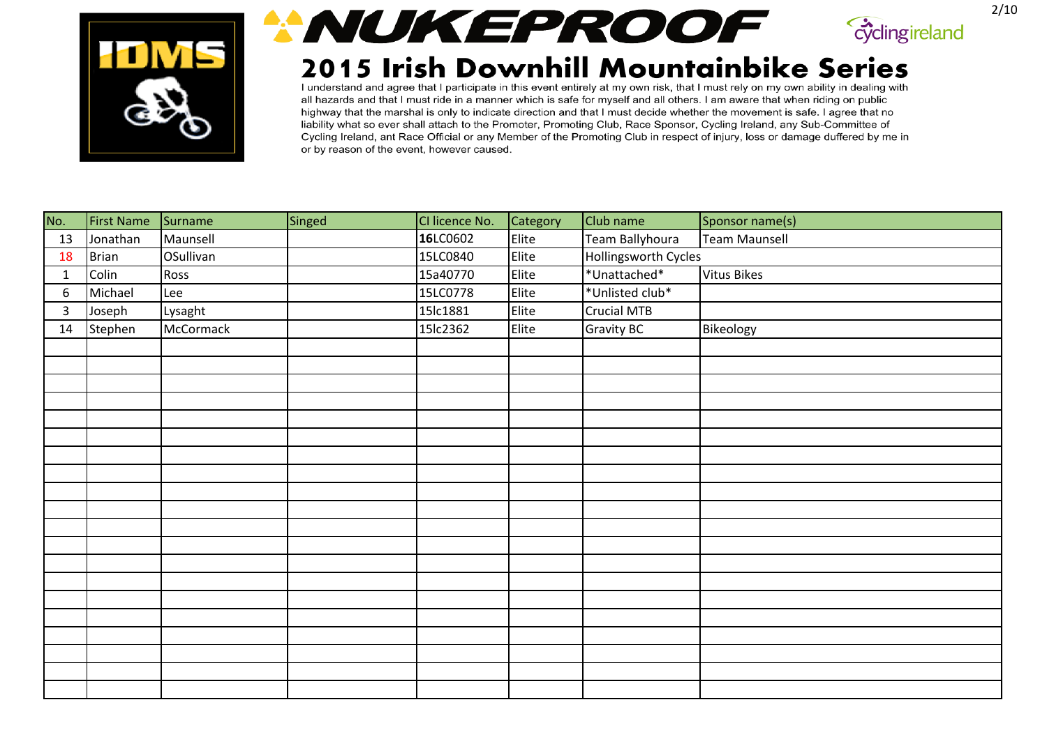# 2015 Irish Downhill Mountainbike Series

I understand and agree that I participate in this event entirely at my own risk, that I must rely on my own ability in dealing with all hazards and that I must ride in a manner which is safe for myself and all others. I am aware that when riding on public highway that the marshal is only to indicate direction and that I must decide whether the movement is safe. I agree that no liability what so ever shall attach to the Promoter, Promoting Club, Race Sponsor, Cycling Ireland, any Sub-Committee of Cycling Ireland, ant Race Official or any Member of the Promoting Club in respect of injury, loss or damage duffered by me in or by reason of the event, however caused.

| No. | First Name | Surname | Singed | CI licence No. | Category | Club name | Sponsor name(s) |
|---|---|---|---|---|---|---|---|
| 13 | Jonathan | Maunsell | | **16**LC0602 | Elite | Team Ballyhoura | Team Maunsell |
| 18 | Brian | OSullivan | | 15LC0840 | Elite | Hollingsworth Cycles | |
| 1 | Colin | Ross | | 15a40770 | Elite | *Unattached* | Vitus Bikes |
| 6 | Michael | Lee | | 15LC0778 | Elite | *Unlisted club* | |
| 3 | Joseph | Lysaght | | 15lc1881 | Elite | Crucial MTB | |
| 14 | Stephen | McCormack | | 15lc2362 | Elite | Gravity BC | Bikeology |
| | | | | | | | |
| | | | | | | | |
| | | | | | | | |
| | | | | | | | |
| | | | | | | | |
| | | | | | | | |
| | | | | | | | |
| | | | | | | | |
| | | | | | | | |
| | | | | | | | |
| | | | | | | | |
| | | | | | | | |
| | | | | | | | |
| | | | | | | | |
| | | | | | | | |
| | | | | | | | |
| | | | | | | | |
| | | | | | | | |
| | | | | | | | |
| | | | | | | | |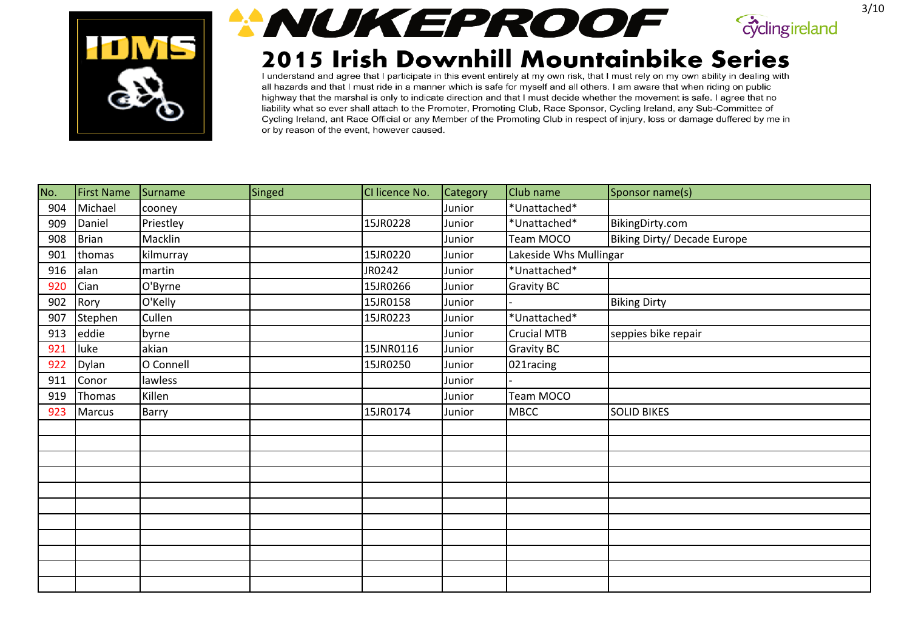# NUKEPROOF

## 2015 Irish Downhill Mountainbike Series

I understand and agree that I participate in this event entirely at my own risk, that I must rely on my own ability in dealing with all hazards and that I must ride in a manner which is safe for myself and all others. I am aware that when riding on public highway that the marshal is only to indicate direction and that I must decide whether the movement is safe. I agree that no liability what so ever shall attach to the Promoter, Promoting Club, Race Sponsor, Cycling Ireland, any Sub-Committee of Cycling Ireland, ant Race Official or any Member of the Promoting Club in respect of injury, loss or damage duffered by me in or by reason of the event, however caused.

| No. | First Name | Surname | Singed | CI licence No. | Category | Club name | Sponsor name(s) |
|---|---|---|---|---|---|---|---|
| 904 | Michael | cooney | | | Junior | *Unattached* | |
| 909 | Daniel | Priestley | | 15JR0228 | Junior | *Unattached* | BikingDirty.com |
| 908 | Brian | Macklin | | | Junior | Team MOCO | Biking Dirty/ Decade Europe |
| 901 | thomas | kilmurray | | 15JR0220 | Junior | Lakeside Whs Mullingar | |
| 916 | alan | martin | | JR0242 | Junior | *Unattached* | |
| 920 | Cian | O'Byrne | | 15JR0266 | Junior | Gravity BC | |
| 902 | Rory | O'Kelly | | 15JR0158 | Junior | - | Biking Dirty |
| 907 | Stephen | Cullen | | 15JR0223 | Junior | *Unattached* | |
| 913 | eddie | byrne | | | Junior | Crucial MTB | seppies bike repair |
| 921 | luke | akian | | 15JNR0116 | Junior | Gravity BC | |
| 922 | Dylan | O Connell | | 15JR0250 | Junior | 021racing | |
| 911 | Conor | lawless | | | Junior | - | |
| 919 | Thomas | Killen | | | Junior | Team MOCO | |
| 923 | Marcus | Barry | | 15JR0174 | Junior | MBCC | SOLID BIKES |
| | | | | | | | |
| | | | | | | | |
| | | | | | | | |
| | | | | | | | |
| | | | | | | | |
| | | | | | | | |
| | | | | | | | |
| | | | | | | | |
| | | | | | | | |
| | | | | | | | |
| | | | | | | | |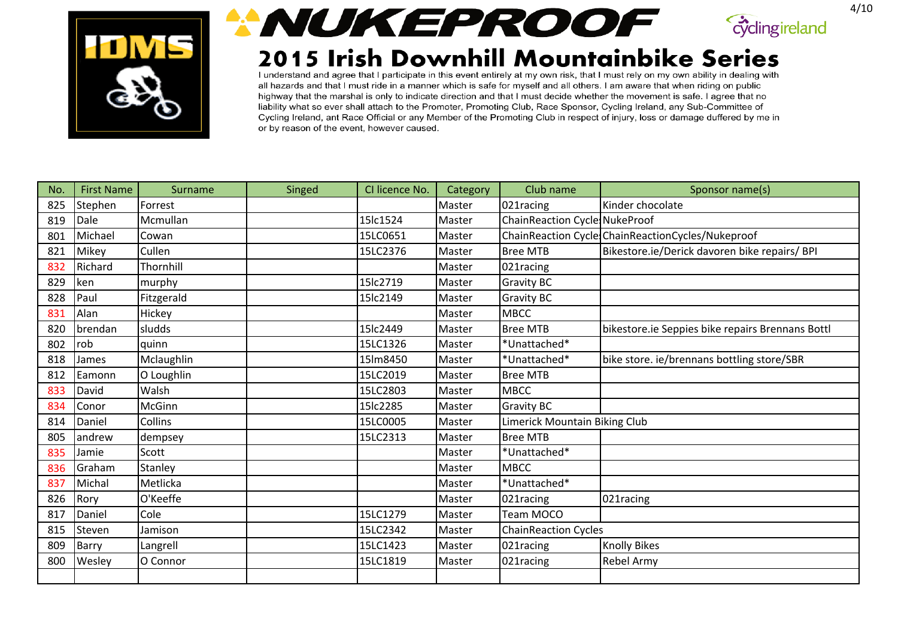# NUKEPROOF

## 2015 Irish Downhill Mountainbike Series

I understand and agree that I participate in this event entirely at my own risk, that I must rely on my own ability in dealing with all hazards and that I must ride in a manner which is safe for myself and all others. I am aware that when riding on public highway that the marshal is only to indicate direction and that I must decide whether the movement is safe. I agree that no liability what so ever shall attach to the Promoter, Promoting Club, Race Sponsor, Cycling Ireland, any Sub-Committee of Cycling Ireland, ant Race Official or any Member of the Promoting Club in respect of injury, loss or damage duffered by me in or by reason of the event, however caused.

| No. | First Name | Surname | Singed | CI licence No. | Category | Club name | Sponsor name(s) |
|---|---|---|---|---|---|---|---|
| 825 | Stephen | Forrest | | | Master | 021racing | Kinder chocolate |
| 819 | Dale | Mcmullan | | 15lc1524 | Master | ChainReaction Cycle | NukeProof |
| 801 | Michael | Cowan | | 15LC0651 | Master | ChainReaction Cycle | ChainReactionCycles/Nukeproof |
| 821 | Mikey | Cullen | | 15LC2376 | Master | Bree MTB | Bikestore.ie/Derick davoren bike repairs/ BPI |
| 832 | Richard | Thornhill | | | Master | 021racing | |
| 829 | ken | murphy | | 15lc2719 | Master | Gravity BC | |
| 828 | Paul | Fitzgerald | | 15lc2149 | Master | Gravity BC | |
| 831 | Alan | Hickey | | | Master | MBCC | |
| 820 | brendan | sludds | | 15lc2449 | Master | Bree MTB | bikestore.ie Seppies bike repairs Brennans Bottl |
| 802 | rob | quinn | | 15LC1326 | Master | *Unattached* | |
| 818 | James | Mclaughlin | | 15lm8450 | Master | *Unattached* | bike store. ie/brennans bottling store/SBR |
| 812 | Eamonn | O Loughlin | | 15LC2019 | Master | Bree MTB | |
| 833 | David | Walsh | | 15LC2803 | Master | MBCC | |
| 834 | Conor | McGinn | | 15lc2285 | Master | Gravity BC | |
| 814 | Daniel | Collins | | 15LC0005 | Master | Limerick Mountain Biking Club | |
| 805 | andrew | dempsey | | 15LC2313 | Master | Bree MTB | |
| 835 | Jamie | Scott | | | Master | *Unattached* | |
| 836 | Graham | Stanley | | | Master | MBCC | |
| 837 | Michal | Metlicka | | | Master | *Unattached* | |
| 826 | Rory | O'Keeffe | | | Master | 021racing | 021racing |
| 817 | Daniel | Cole | | 15LC1279 | Master | Team MOCO | |
| 815 | Steven | Jamison | | 15LC2342 | Master | ChainReaction Cycles | |
| 809 | Barry | Langrell | | 15LC1423 | Master | 021racing | Knolly Bikes |
| 800 | Wesley | O Connor | | 15LC1819 | Master | 021racing | Rebel Army |
| | | | | | | | |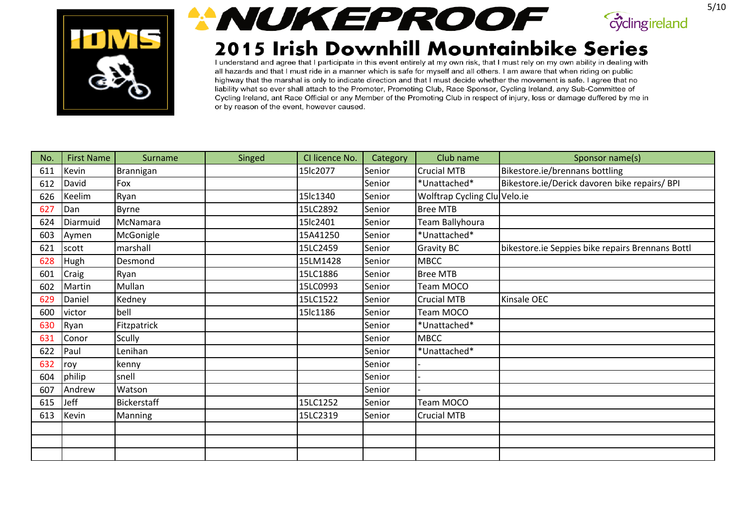# NUKEPROOF

# 2015 Irish Downhill Mountainbike Series

I understand and agree that I participate in this event entirely at my own risk, that I must rely on my own ability in dealing with all hazards and that I must ride in a manner which is safe for myself and all others. I am aware that when riding on public highway that the marshal is only to indicate direction and that I must decide whether the movement is safe. I agree that no liability what so ever shall attach to the Promoter, Promoting Club, Race Sponsor, Cycling Ireland, any Sub-Committee of Cycling Ireland, ant Race Official or any Member of the Promoting Club in respect of injury, loss or damage duffered by me in or by reason of the event, however caused.

| No. | First Name | Surname | Singed | CI licence No. | Category | Club name | Sponsor name(s) |
|---|---|---|---|---|---|---|---|
| 611 | Kevin | Brannigan | | 15lc2077 | Senior | Crucial MTB | Bikestore.ie/brennans bottling |
| 612 | David | Fox | | | Senior | *Unattached* | Bikestore.ie/Derick davoren bike repairs/ BPI |
| 626 | Keelim | Ryan | | 15lc1340 | Senior | Wolftrap Cycling Clu | Velo.ie |
| 627 | Dan | Byrne | | 15LC2892 | Senior | Bree MTB | |
| 624 | Diarmuid | McNamara | | 15lc2401 | Senior | Team Ballyhoura | |
| 603 | Aymen | McGonigle | | 15A41250 | Senior | *Unattached* | |
| 621 | scott | marshall | | 15LC2459 | Senior | Gravity BC | bikestore.ie Seppies bike repairs Brennans Bottl |
| 628 | Hugh | Desmond | | 15LM1428 | Senior | MBCC | |
| 601 | Craig | Ryan | | 15LC1886 | Senior | Bree MTB | |
| 602 | Martin | Mullan | | 15LC0993 | Senior | Team MOCO | |
| 629 | Daniel | Kedney | | 15LC1522 | Senior | Crucial MTB | Kinsale OEC |
| 600 | victor | bell | | 15lc1186 | Senior | Team MOCO | |
| 630 | Ryan | Fitzpatrick | | | Senior | *Unattached* | |
| 631 | Conor | Scully | | | Senior | MBCC | |
| 622 | Paul | Lenihan | | | Senior | *Unattached* | |
| 632 | roy | kenny | | | Senior | - | |
| 604 | philip | snell | | | Senior | - | |
| 607 | Andrew | Watson | | | Senior | - | |
| 615 | Jeff | Bickerstaff | | 15LC1252 | Senior | Team MOCO | |
| 613 | Kevin | Manning | | 15LC2319 | Senior | Crucial MTB | |
| | | | | | | | |
| | | | | | | | |
| | | | | | | | |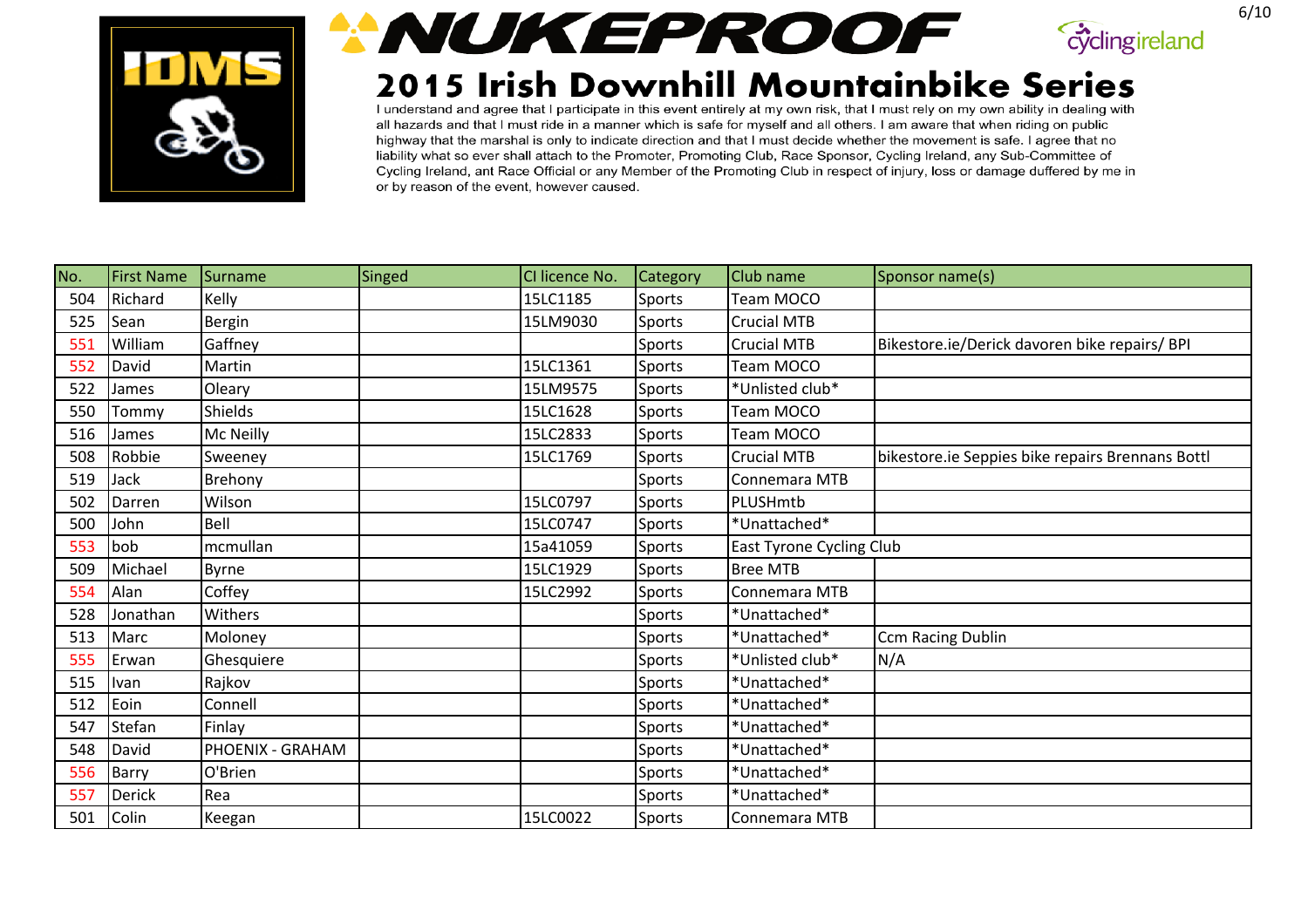# 2015 Irish Downhill Mountainbike Series

I understand and agree that I participate in this event entirely at my own risk, that I must rely on my own ability in dealing with all hazards and that I must ride in a manner which is safe for myself and all others. I am aware that when riding on public highway that the marshal is only to indicate direction and that I must decide whether the movement is safe. I agree that no liability what so ever shall attach to the Promoter, Promoting Club, Race Sponsor, Cycling Ireland, any Sub-Committee of Cycling Ireland, ant Race Official or any Member of the Promoting Club in respect of injury, loss or damage duffered by me in or by reason of the event, however caused.

| No. | First Name | Surname | Singed | CI licence No. | Category | Club name | Sponsor name(s) |
|---|---|---|---|---|---|---|---|
| 504 | Richard | Kelly | | 15LC1185 | Sports | Team MOCO | |
| 525 | Sean | Bergin | | 15LM9030 | Sports | Crucial MTB | |
| 551 | William | Gaffney | | | Sports | Crucial MTB | Bikestore.ie/Derick davoren bike repairs/ BPI |
| 552 | David | Martin | | 15LC1361 | Sports | Team MOCO | |
| 522 | James | Oleary | | 15LM9575 | Sports | *Unlisted club* | |
| 550 | Tommy | Shields | | 15LC1628 | Sports | Team MOCO | |
| 516 | James | Mc Neilly | | 15LC2833 | Sports | Team MOCO | |
| 508 | Robbie | Sweeney | | 15LC1769 | Sports | Crucial MTB | bikestore.ie Seppies bike repairs Brennans Bottl |
| 519 | Jack | Brehony | | | Sports | Connemara MTB | |
| 502 | Darren | Wilson | | 15LC0797 | Sports | PLUSHmtb | |
| 500 | John | Bell | | 15LC0747 | Sports | *Unattached* | |
| 553 | bob | mcmullan | | 15a41059 | Sports | East Tyrone Cycling Club | |
| 509 | Michael | Byrne | | 15LC1929 | Sports | Bree MTB | |
| 554 | Alan | Coffey | | 15LC2992 | Sports | Connemara MTB | |
| 528 | Jonathan | Withers | | | Sports | *Unattached* | |
| 513 | Marc | Moloney | | | Sports | *Unattached* | Ccm Racing Dublin |
| 555 | Erwan | Ghesquiere | | | Sports | *Unlisted club* | N/A |
| 515 | Ivan | Rajkov | | | Sports | *Unattached* | |
| 512 | Eoin | Connell | | | Sports | *Unattached* | |
| 547 | Stefan | Finlay | | | Sports | *Unattached* | |
| 548 | David | PHOENIX - GRAHAM | | | Sports | *Unattached* | |
| 556 | Barry | O'Brien | | | Sports | *Unattached* | |
| 557 | Derick | Rea | | | Sports | *Unattached* | |
| 501 | Colin | Keegan | | 15LC0022 | Sports | Connemara MTB | |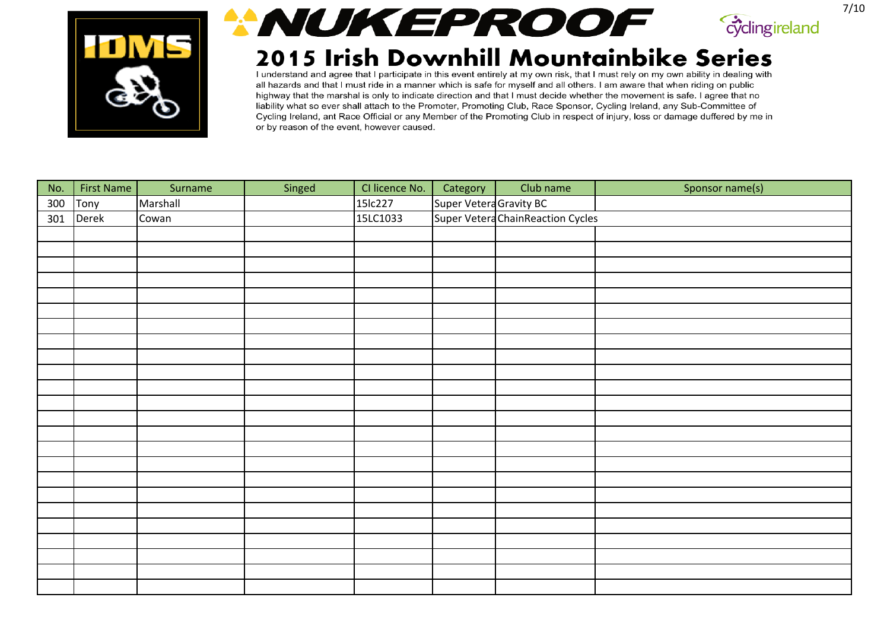# NUKEPROOF

## 2015 Irish Downhill Mountainbike Series

I understand and agree that I participate in this event entirely at my own risk, that I must rely on my own ability in dealing with all hazards and that I must ride in a manner which is safe for myself and all others. I am aware that when riding on public highway that the marshal is only to indicate direction and that I must decide whether the movement is safe. I agree that no liability what so ever shall attach to the Promoter, Promoting Club, Race Sponsor, Cycling Ireland, any Sub-Committee of Cycling Ireland, ant Race Official or any Member of the Promoting Club in respect of injury, loss or damage duffered by me in or by reason of the event, however caused.

| No. | First Name | Surname | Singed | CI licence No. | Category | Club name | Sponsor name(s) |
|---|---|---|---|---|---|---|---|
| 300 | Tony | Marshall | | 15lc227 | Super Vetera | Gravity BC | |
| 301 | Derek | Cowan | | 15LC1033 | Super Vetera | ChainReaction Cycles | |
| | | | | | | | |
| | | | | | | | |
| | | | | | | | |
| | | | | | | | |
| | | | | | | | |
| | | | | | | | |
| | | | | | | | |
| | | | | | | | |
| | | | | | | | |
| | | | | | | | |
| | | | | | | | |
| | | | | | | | |
| | | | | | | | |
| | | | | | | | |
| | | | | | | | |
| | | | | | | | |
| | | | | | | | |
| | | | | | | | |
| | | | | | | | |
| | | | | | | | |
| | | | | | | | |
| | | | | | | | |
| | | | | | | | |
| | | | | | | | |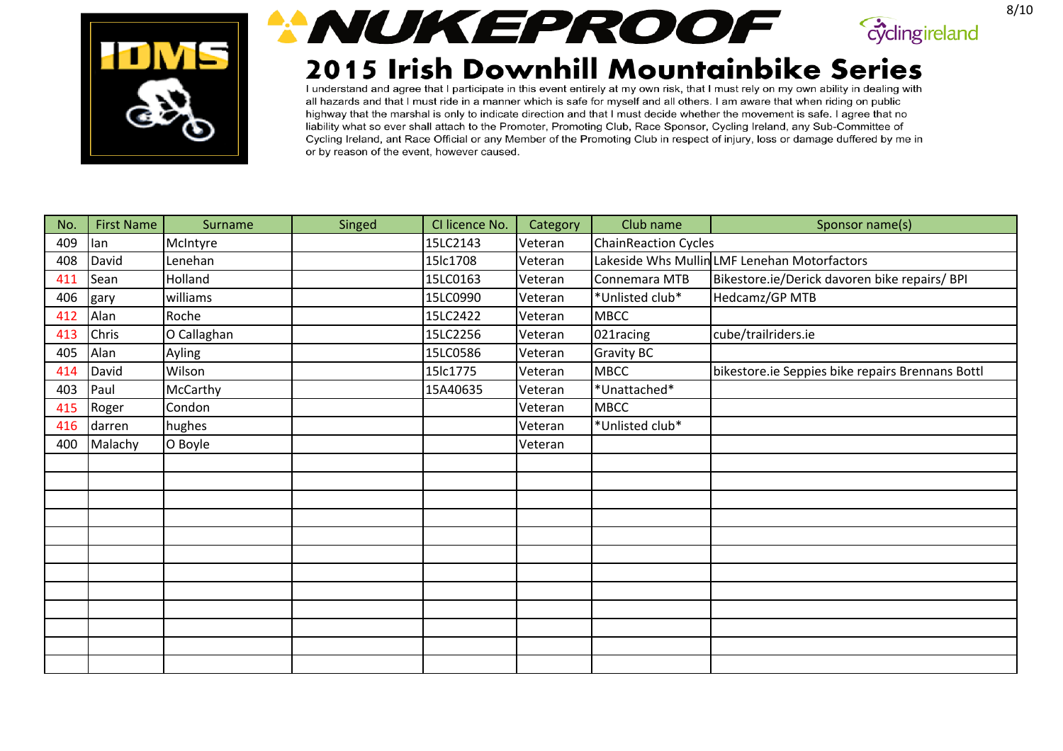# NUKEPROOF

## 2015 Irish Downhill Mountainbike Series

I understand and agree that I participate in this event entirely at my own risk, that I must rely on my own ability in dealing with all hazards and that I must ride in a manner which is safe for myself and all others. I am aware that when riding on public highway that the marshal is only to indicate direction and that I must decide whether the movement is safe. I agree that no liability what so ever shall attach to the Promoter, Promoting Club, Race Sponsor, Cycling Ireland, any Sub-Committee of Cycling Ireland, ant Race Official or any Member of the Promoting Club in respect of injury, loss or damage duffered by me in or by reason of the event, however caused.

| No. | First Name | Surname | Singed | CI licence No. | Category | Club name | Sponsor name(s) |
|---|---|---|---|---|---|---|---|
| 409 | Ian | McIntyre | | 15LC2143 | Veteran | ChainReaction Cycles | |
| 408 | David | Lenehan | | 15lc1708 | Veteran | Lakeside Whs Mullin | LMF Lenehan Motorfactors |
| 411 | Sean | Holland | | 15LC0163 | Veteran | Connemara MTB | Bikestore.ie/Derick davoren bike repairs/ BPI |
| 406 | gary | williams | | 15LC0990 | Veteran | *Unlisted club* | Hedcamz/GP MTB |
| 412 | Alan | Roche | | 15LC2422 | Veteran | MBCC | |
| 413 | Chris | O Callaghan | | 15LC2256 | Veteran | 021racing | cube/trailriders.ie |
| 405 | Alan | Ayling | | 15LC0586 | Veteran | Gravity BC | |
| 414 | David | Wilson | | 15lc1775 | Veteran | MBCC | bikestore.ie Seppies bike repairs Brennans Bottl |
| 403 | Paul | McCarthy | | 15A40635 | Veteran | *Unattached* | |
| 415 | Roger | Condon | | | Veteran | MBCC | |
| 416 | darren | hughes | | | Veteran | *Unlisted club* | |
| 400 | Malachy | O Boyle | | | Veteran | | |
| | | | | | | | |
| | | | | | | | |
| | | | | | | | |
| | | | | | | | |
| | | | | | | | |
| | | | | | | | |
| | | | | | | | |
| | | | | | | | |
| | | | | | | | |
| | | | | | | | |
| | | | | | | | |
| | | | | | | | |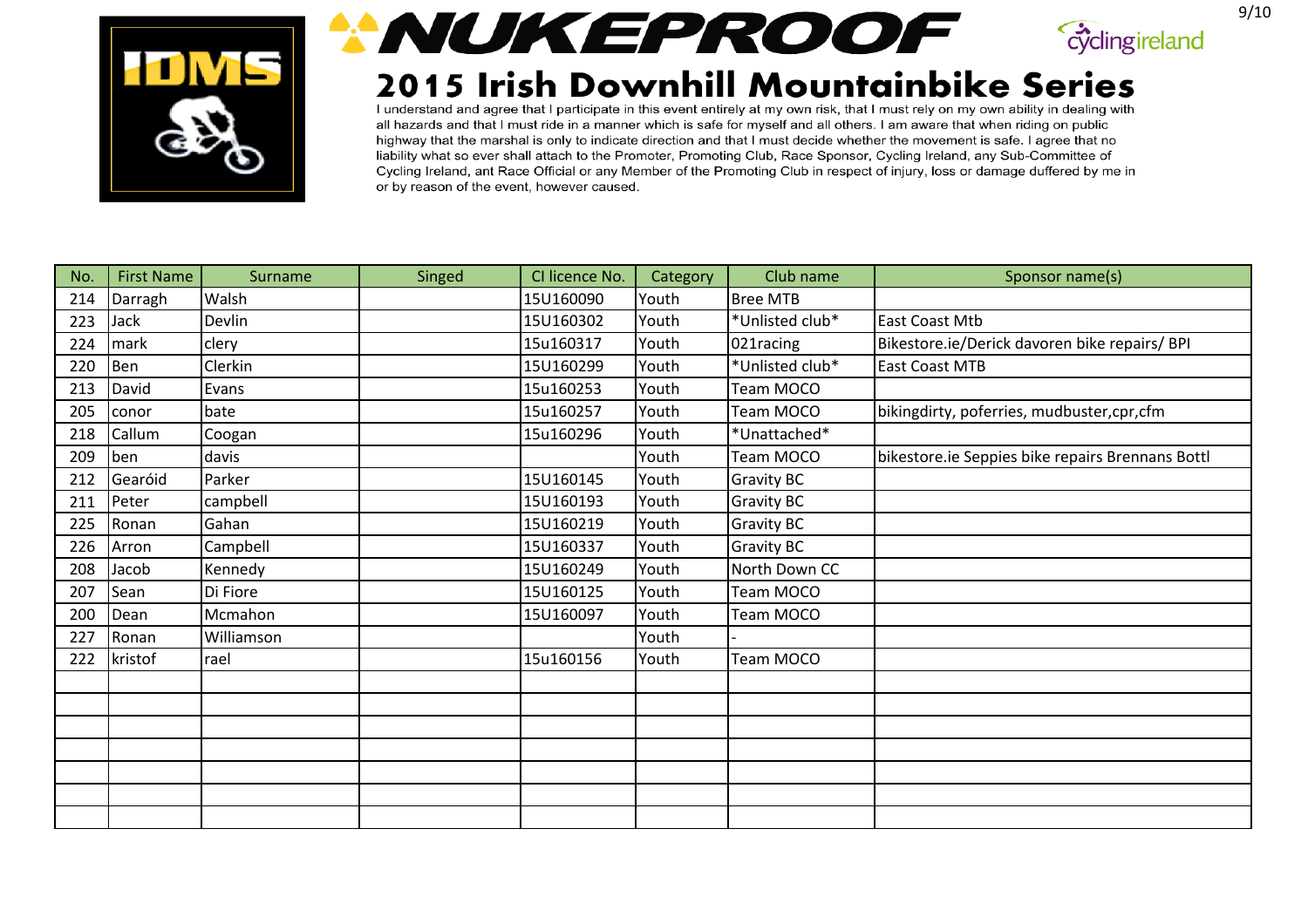# 2015 Irish Downhill Mountainbike Series

I understand and agree that I participate in this event entirely at my own risk, that I must rely on my own ability in dealing with all hazards and that I must ride in a manner which is safe for myself and all others. I am aware that when riding on public highway that the marshal is only to indicate direction and that I must decide whether the movement is safe. I agree that no liability what so ever shall attach to the Promoter, Promoting Club, Race Sponsor, Cycling Ireland, any Sub-Committee of Cycling Ireland, ant Race Official or any Member of the Promoting Club in respect of injury, loss or damage duffered by me in or by reason of the event, however caused.

| No. | First Name | Surname | Singed | CI licence No. | Category | Club name | Sponsor name(s) |
|---|---|---|---|---|---|---|---|
| 214 | Darragh | Walsh | | 15U160090 | Youth | Bree MTB | |
| 223 | Jack | Devlin | | 15U160302 | Youth | *Unlisted club* | East Coast Mtb |
| 224 | mark | clery | | 15u160317 | Youth | 021racing | Bikestore.ie/Derick davoren bike repairs/ BPI |
| 220 | Ben | Clerkin | | 15U160299 | Youth | *Unlisted club* | East Coast MTB |
| 213 | David | Evans | | 15u160253 | Youth | Team MOCO | |
| 205 | conor | bate | | 15u160257 | Youth | Team MOCO | bikingdirty, poferries, mudbuster,cpr,cfm |
| 218 | Callum | Coogan | | 15u160296 | Youth | *Unattached* | |
| 209 | ben | davis | | | Youth | Team MOCO | bikestore.ie Seppies bike repairs Brennans Bottl |
| 212 | Gearóid | Parker | | 15U160145 | Youth | Gravity BC | |
| 211 | Peter | campbell | | 15U160193 | Youth | Gravity BC | |
| 225 | Ronan | Gahan | | 15U160219 | Youth | Gravity BC | |
| 226 | Arron | Campbell | | 15U160337 | Youth | Gravity BC | |
| 208 | Jacob | Kennedy | | 15U160249 | Youth | North Down CC | |
| 207 | Sean | Di Fiore | | 15U160125 | Youth | Team MOCO | |
| 200 | Dean | Mcmahon | | 15U160097 | Youth | Team MOCO | |
| 227 | Ronan | Williamson | | | Youth | - | |
| 222 | kristof | rael | | 15u160156 | Youth | Team MOCO | |
| | | | | | | | |
| | | | | | | | |
| | | | | | | | |
| | | | | | | | |
| | | | | | | | |
| | | | | | | | |
| | | | | | | | |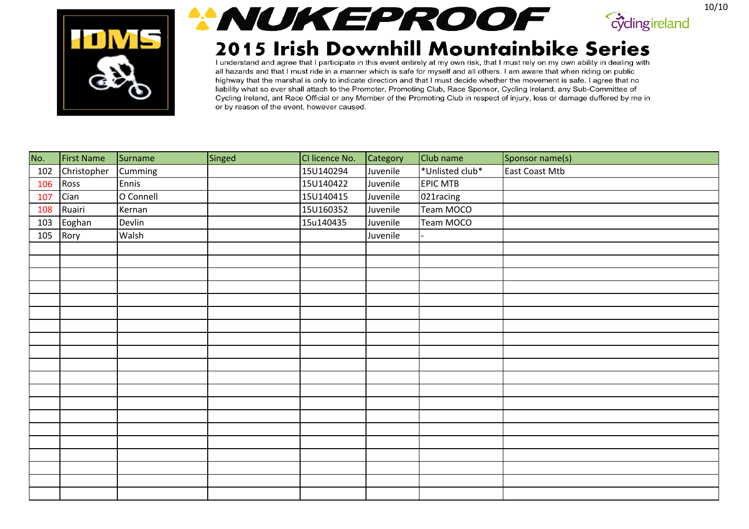NUKEPROOF

cyclingireland

# 2015 Irish Downhill Mountainbike Series

I understand and agree that I participate in this event entirely at my own risk, that I must rely on my own ability in dealing with all hazards and that I must ride in a manner which is safe for myself and all others. I am aware that when riding on public highway that the marshal is only to indicate direction and that I must decide whether the movement is safe. I agree that no liability what so ever shall attach to the Promoter, Promoting Club, Race Sponsor, Cycling Ireland, any Sub-Committee of Cycling Ireland, ant Race Official or any Member of the Promoting Club in respect of injury, loss or damage duffered by me in or by reason of the event, however caused.

| No. | First Name | Surname | Singed | CI licence No. | Category | Club name | Sponsor name(s) |
|---|---|---|---|---|---|---|---|
| 102 | Christopher | Cumming | | 15U140294 | Juvenile | *Unlisted club* | East Coast Mtb |
| 106 | Ross | Ennis | | 15U140422 | Juvenile | EPIC MTB | |
| 107 | Cian | O Connell | | 15U140415 | Juvenile | 021racing | |
| 108 | Ruairi | Kernan | | 15U160352 | Juvenile | Team MOCO | |
| 103 | Eoghan | Devlin | | 15u140435 | Juvenile | Team MOCO | |
| 105 | Rory | Walsh | | | Juvenile | - | |